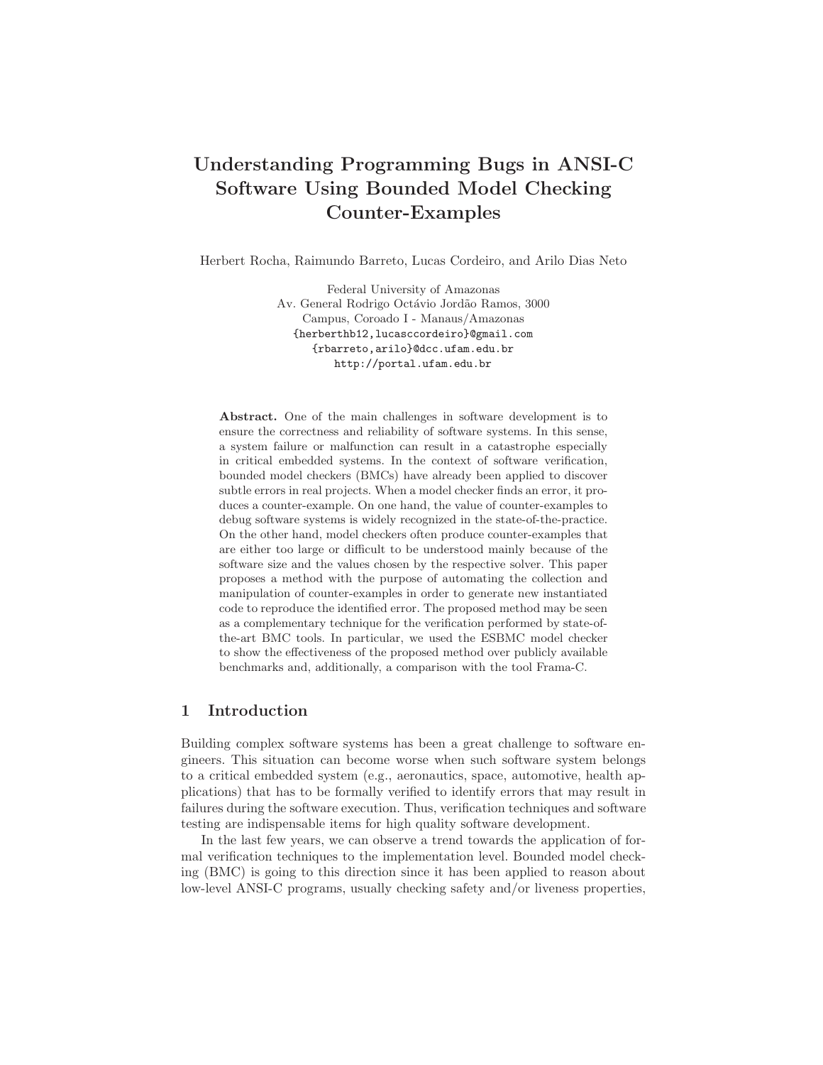# Understanding Programming Bugs in ANSI-C Software Using Bounded Model Checking Counter-Examples

Herbert Rocha, Raimundo Barreto, Lucas Cordeiro, and Arilo Dias Neto

Federal University of Amazonas
Av. General Rodrigo Octávio Jordão Ramos, 3000
Campus, Coroado I - Manaus/Amazonas
{herberthb12,lucasccordeiro}@gmail.com
{rbarreto,arilo}@dcc.ufam.edu.br
http://portal.ufam.edu.br

**Abstract.** One of the main challenges in software development is to ensure the correctness and reliability of software systems. In this sense, a system failure or malfunction can result in a catastrophe especially in critical embedded systems. In the context of software verification, bounded model checkers (BMCs) have already been applied to discover subtle errors in real projects. When a model checker finds an error, it produces a counter-example. On one hand, the value of counter-examples to debug software systems is widely recognized in the state-of-the-practice. On the other hand, model checkers often produce counter-examples that are either too large or difficult to be understood mainly because of the software size and the values chosen by the respective solver. This paper proposes a method with the purpose of automating the collection and manipulation of counter-examples in order to generate new instantiated code to reproduce the identified error. The proposed method may be seen as a complementary technique for the verification performed by state-of-the-art BMC tools. In particular, we used the ESBMC model checker to show the effectiveness of the proposed method over publicly available benchmarks and, additionally, a comparison with the tool Frama-C.

## 1 Introduction

Building complex software systems has been a great challenge to software engineers. This situation can become worse when such software system belongs to a critical embedded system (e.g., aeronautics, space, automotive, health applications) that has to be formally verified to identify errors that may result in failures during the software execution. Thus, verification techniques and software testing are indispensable items for high quality software development.

In the last few years, we can observe a trend towards the application of formal verification techniques to the implementation level. Bounded model checking (BMC) is going to this direction since it has been applied to reason about low-level ANSI-C programs, usually checking safety and/or liveness properties,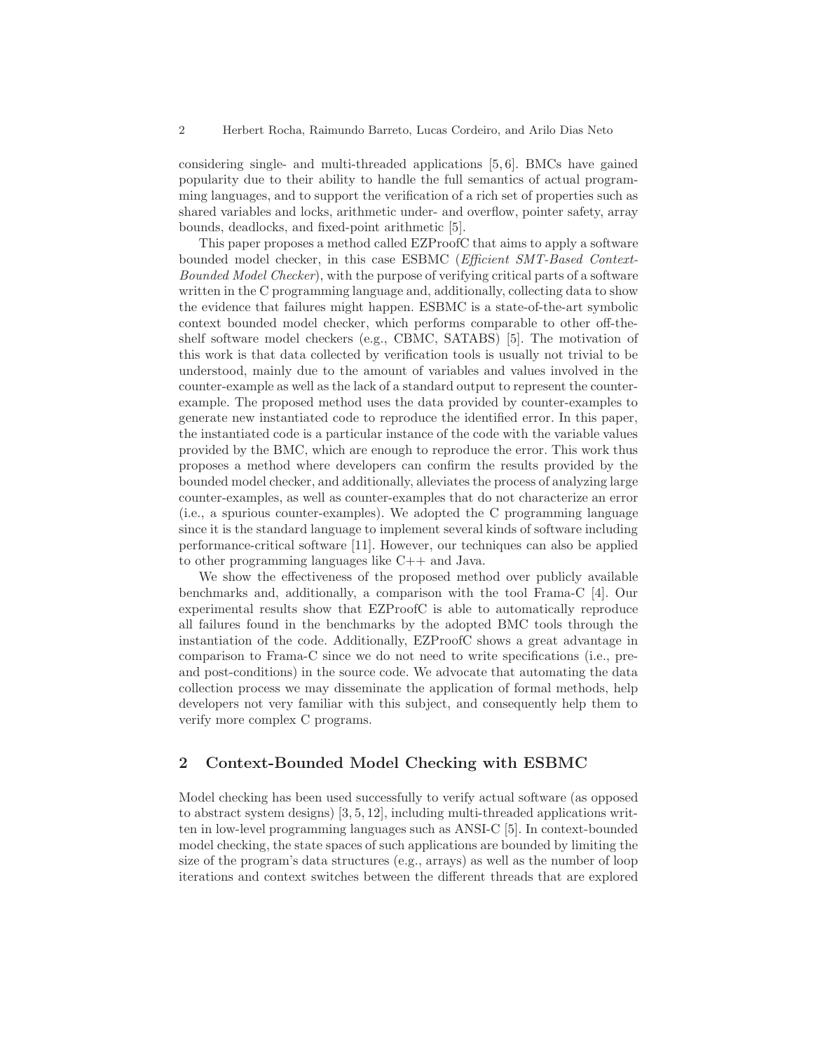considering single- and multi-threaded applications [5, 6]. BMCs have gained popularity due to their ability to handle the full semantics of actual programming languages, and to support the verification of a rich set of properties such as shared variables and locks, arithmetic under- and overflow, pointer safety, array bounds, deadlocks, and fixed-point arithmetic [5].

This paper proposes a method called EZProofC that aims to apply a software bounded model checker, in this case ESBMC (*Efficient SMT-Based Context-Bounded Model Checker*), with the purpose of verifying critical parts of a software written in the C programming language and, additionally, collecting data to show the evidence that failures might happen. ESBMC is a state-of-the-art symbolic context bounded model checker, which performs comparable to other off-the-shelf software model checkers (e.g., CBMC, SATABS) [5]. The motivation of this work is that data collected by verification tools is usually not trivial to be understood, mainly due to the amount of variables and values involved in the counter-example as well as the lack of a standard output to represent the counter-example. The proposed method uses the data provided by counter-examples to generate new instantiated code to reproduce the identified error. In this paper, the instantiated code is a particular instance of the code with the variable values provided by the BMC, which are enough to reproduce the error. This work thus proposes a method where developers can confirm the results provided by the bounded model checker, and additionally, alleviates the process of analyzing large counter-examples, as well as counter-examples that do not characterize an error (i.e., a spurious counter-examples). We adopted the C programming language since it is the standard language to implement several kinds of software including performance-critical software [11]. However, our techniques can also be applied to other programming languages like C++ and Java.

We show the effectiveness of the proposed method over publicly available benchmarks and, additionally, a comparison with the tool Frama-C [4]. Our experimental results show that EZProofC is able to automatically reproduce all failures found in the benchmarks by the adopted BMC tools through the instantiation of the code. Additionally, EZProofC shows a great advantage in comparison to Frama-C since we do not need to write specifications (i.e., pre- and post-conditions) in the source code. We advocate that automating the data collection process we may disseminate the application of formal methods, help developers not very familiar with this subject, and consequently help them to verify more complex C programs.

## 2 Context-Bounded Model Checking with ESBMC

Model checking has been used successfully to verify actual software (as opposed to abstract system designs) [3, 5, 12], including multi-threaded applications written in low-level programming languages such as ANSI-C [5]. In context-bounded model checking, the state spaces of such applications are bounded by limiting the size of the program's data structures (e.g., arrays) as well as the number of loop iterations and context switches between the different threads that are explored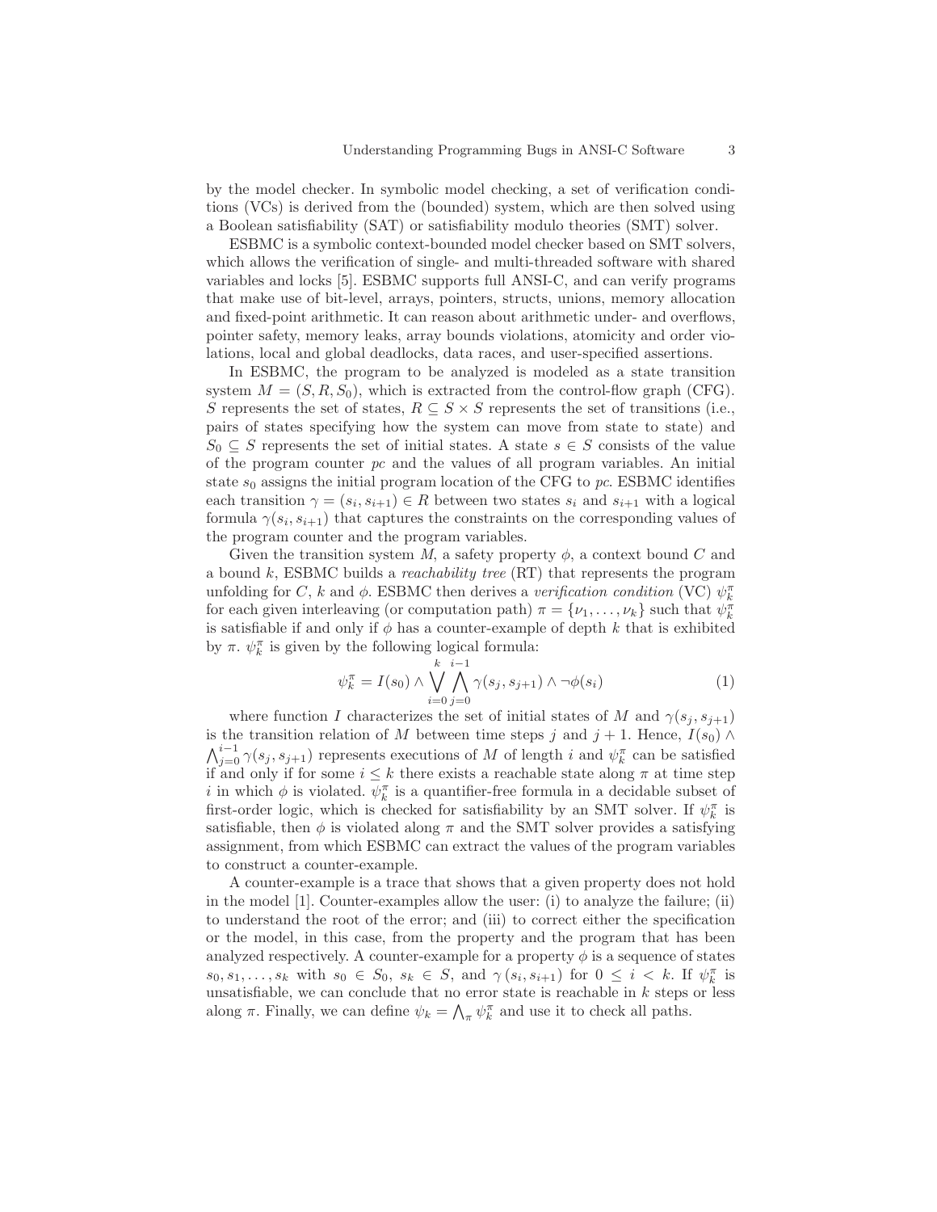by the model checker. In symbolic model checking, a set of verification conditions (VCs) is derived from the (bounded) system, which are then solved using a Boolean satisfiability (SAT) or satisfiability modulo theories (SMT) solver.

ESBMC is a symbolic context-bounded model checker based on SMT solvers, which allows the verification of single- and multi-threaded software with shared variables and locks [5]. ESBMC supports full ANSI-C, and can verify programs that make use of bit-level, arrays, pointers, structs, unions, memory allocation and fixed-point arithmetic. It can reason about arithmetic under- and overflows, pointer safety, memory leaks, array bounds violations, atomicity and order violations, local and global deadlocks, data races, and user-specified assertions.

In ESBMC, the program to be analyzed is modeled as a state transition system $M = (S, R, S_0)$, which is extracted from the control-flow graph (CFG). $S$ represents the set of states, $R \subseteq S \times S$ represents the set of transitions (i.e., pairs of states specifying how the system can move from state to state) and $S_0 \subseteq S$ represents the set of initial states. A state $s \in S$ consists of the value of the program counter *pc* and the values of all program variables. An initial state $s_0$ assigns the initial program location of the CFG to *pc*. ESBMC identifies each transition $\gamma = (s_i, s_{i+1}) \in R$ between two states $s_i$ and $s_{i+1}$ with a logical formula $\gamma(s_i, s_{i+1})$ that captures the constraints on the corresponding values of the program counter and the program variables.

Given the transition system $M$, a safety property $\phi$, a context bound $C$ and a bound $k$, ESBMC builds a *reachability tree* (RT) that represents the program unfolding for $C$, $k$ and $\phi$. ESBMC then derives a *verification condition* (VC) $\psi_k^\pi$ for each given interleaving (or computation path) $\pi = \{\nu_1, \ldots, \nu_k\}$ such that $\psi_k^\pi$ is satisfiable if and only if $\phi$ has a counter-example of depth $k$ that is exhibited by $\pi$. $\psi_k^\pi$ is given by the following logical formula:

$$\psi_k^\pi = I(s_0) \wedge \bigvee_{i=0}^{k} \bigwedge_{j=0}^{i-1} \gamma(s_j, s_{j+1}) \wedge \neg\phi(s_i) \tag{1}$$

where function $I$ characterizes the set of initial states of $M$ and $\gamma(s_j, s_{j+1})$ is the transition relation of $M$ between time steps $j$ and $j+1$. Hence, $I(s_0) \wedge \bigwedge_{j=0}^{i-1} \gamma(s_j, s_{j+1})$ represents executions of $M$ of length $i$ and $\psi_k^\pi$ can be satisfied if and only if for some $i \leq k$ there exists a reachable state along $\pi$ at time step $i$ in which $\phi$ is violated. $\psi_k^\pi$ is a quantifier-free formula in a decidable subset of first-order logic, which is checked for satisfiability by an SMT solver. If $\psi_k^\pi$ is satisfiable, then $\phi$ is violated along $\pi$ and the SMT solver provides a satisfying assignment, from which ESBMC can extract the values of the program variables to construct a counter-example.

A counter-example is a trace that shows that a given property does not hold in the model [1]. Counter-examples allow the user: (i) to analyze the failure; (ii) to understand the root of the error; and (iii) to correct either the specification or the model, in this case, from the property and the program that has been analyzed respectively. A counter-example for a property $\phi$ is a sequence of states $s_0, s_1, \ldots, s_k$ with $s_0 \in S_0$, $s_k \in S$, and $\gamma(s_i, s_{i+1})$ for $0 \leq i < k$. If $\psi_k^\pi$ is unsatisfiable, we can conclude that no error state is reachable in $k$ steps or less along $\pi$. Finally, we can define $\psi_k = \bigwedge_\pi \psi_k^\pi$ and use it to check all paths.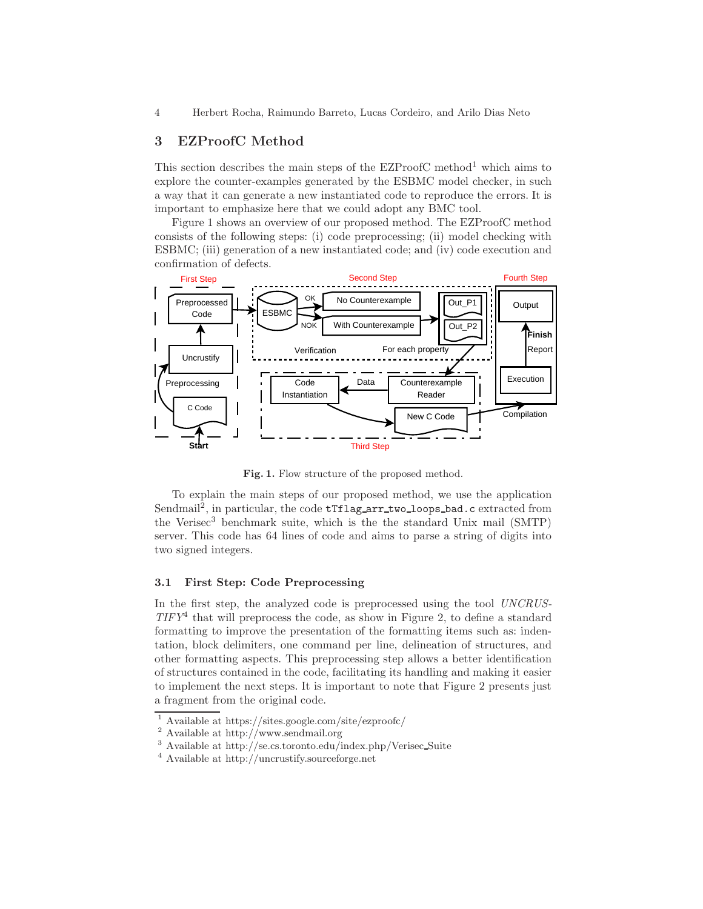## 3 EZProofC Method

This section describes the main steps of the EZProofC method[1] which aims to explore the counter-examples generated by the ESBMC model checker, in such a way that it can generate a new instantiated code to reproduce the errors. It is important to emphasize here that we could adopt any BMC tool.

Figure 1 shows an overview of our proposed method. The EZProofC method consists of the following steps: (i) code preprocessing; (ii) model checking with ESBMC; (iii) generation of a new instantiated code; and (iv) code execution and confirmation of defects.

**Fig. 1.** Flow structure of the proposed method.

To explain the main steps of our proposed method, we use the application Sendmail[2], in particular, the code `tTflag_arr_two_loops_bad.c` extracted from the Verisec[3] benchmark suite, which is the the standard Unix mail (SMTP) server. This code has 64 lines of code and aims to parse a string of digits into two signed integers.

### 3.1 First Step: Code Preprocessing

In the first step, the analyzed code is preprocessed using the tool *UNCRUSTIFY*[4] that will preprocess the code, as show in Figure 2, to define a standard formatting to improve the presentation of the formatting items such as: indentation, block delimiters, one command per line, delineation of structures, and other formatting aspects. This preprocessing step allows a better identification of structures contained in the code, facilitating its handling and making it easier to implement the next steps. It is important to note that Figure 2 presents just a fragment from the original code.

---

[1] Available at https://sites.google.com/site/ezproofc/
[2] Available at http://www.sendmail.org
[3] Available at http://se.cs.toronto.edu/index.php/Verisec_Suite
[4] Available at http://uncrustify.sourceforge.net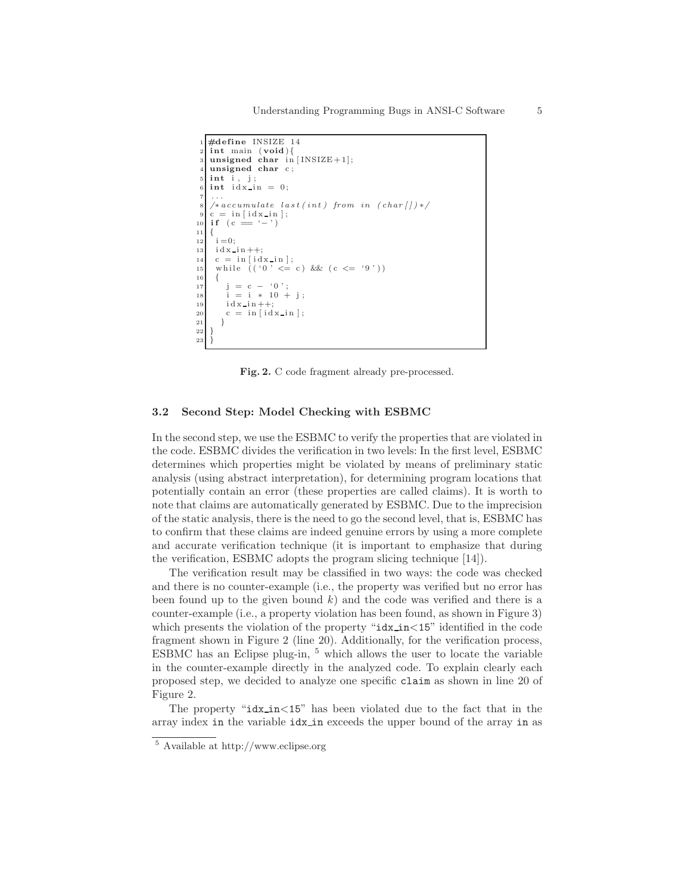```c
#define INSIZE 14
int main (void){
unsigned char in[INSIZE+1];
unsigned char c;
int i, j;
int idx_in = 0;
...
/*accumulate last(int) from in (char[])*/
c = in[idx_in];
if (c == '-')
{
 i=0;
 idx_in++;
 c = in[idx_in];
 while (('0' <= c) && (c <= '9'))
 {
    j = c - '0';
    i = i * 10 + j;
    idx_in++;
    c = in[idx_in];
  }
}
}
```

**Fig. 2.** C code fragment already pre-processed.

### 3.2 Second Step: Model Checking with ESBMC

In the second step, we use the ESBMC to verify the properties that are violated in the code. ESBMC divides the verification in two levels: In the first level, ESBMC determines which properties might be violated by means of preliminary static analysis (using abstract interpretation), for determining program locations that potentially contain an error (these properties are called claims). It is worth to note that claims are automatically generated by ESBMC. Due to the imprecision of the static analysis, there is the need to go the second level, that is, ESBMC has to confirm that these claims are indeed genuine errors by using a more complete and accurate verification technique (it is important to emphasize that during the verification, ESBMC adopts the program slicing technique [14]).

The verification result may be classified in two ways: the code was checked and there is no counter-example (i.e., the property was verified but no error has been found up to the given bound $k$) and the code was verified and there is a counter-example (i.e., a property violation has been found, as shown in Figure 3) which presents the violation of the property "`idx_in<15`" identified in the code fragment shown in Figure 2 (line 20). Additionally, for the verification process, ESBMC has an Eclipse plug-in, [5] which allows the user to locate the variable in the counter-example directly in the analyzed code. To explain clearly each proposed step, we decided to analyze one specific `claim` as shown in line 20 of Figure 2.

The property "`idx_in<15`" has been violated due to the fact that in the array index `in` the variable `idx_in` exceeds the upper bound of the array `in` as

[5] Available at http://www.eclipse.org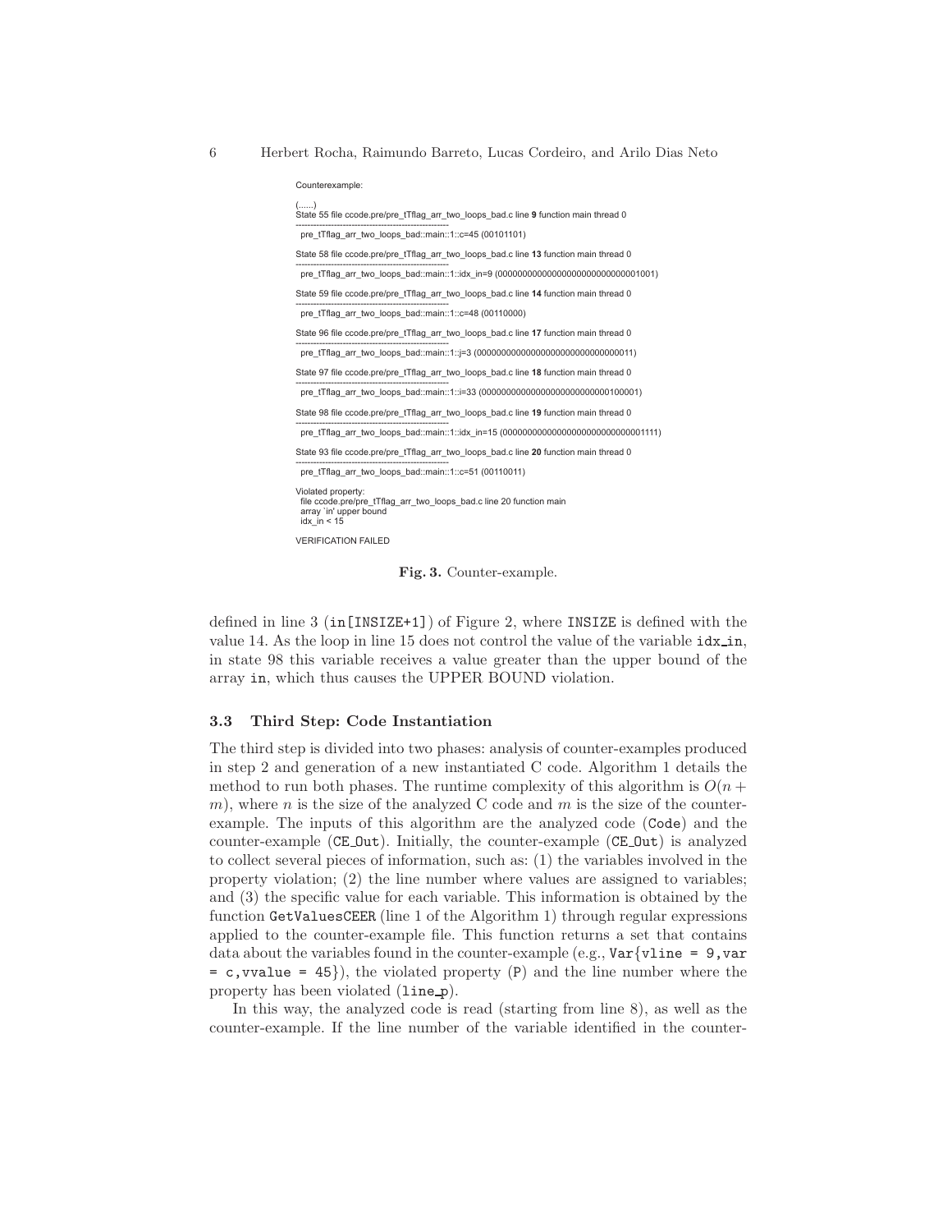```
Counterexample:

(......)
State 55 file ccode.pre/pre_tTflag_arr_two_loops_bad.c line 9 function main thread 0
----------------------------------------------------
  pre_tTflag_arr_two_loops_bad::main::1::c=45 (00101101)

State 58 file ccode.pre/pre_tTflag_arr_two_loops_bad.c line 13 function main thread 0
----------------------------------------------------
  pre_tTflag_arr_two_loops_bad::main::1::idx_in=9 (00000000000000000000000000001001)

State 59 file ccode.pre/pre_tTflag_arr_two_loops_bad.c line 14 function main thread 0
----------------------------------------------------
  pre_tTflag_arr_two_loops_bad::main::1::c=48 (00110000)

State 96 file ccode.pre/pre_tTflag_arr_two_loops_bad.c line 17 function main thread 0
----------------------------------------------------
  pre_tTflag_arr_two_loops_bad::main::1::j=3 (00000000000000000000000000000011)

State 97 file ccode.pre/pre_tTflag_arr_two_loops_bad.c line 18 function main thread 0
----------------------------------------------------
  pre_tTflag_arr_two_loops_bad::main::1::i=33 (00000000000000000000000000100001)

State 98 file ccode.pre/pre_tTflag_arr_two_loops_bad.c line 19 function main thread 0
----------------------------------------------------
  pre_tTflag_arr_two_loops_bad::main::1::idx_in=15 (00000000000000000000000000001111)

State 93 file ccode.pre/pre_tTflag_arr_two_loops_bad.c line 20 function main thread 0
----------------------------------------------------
  pre_tTflag_arr_two_loops_bad::main::1::c=51 (00110011)

Violated property:
  file ccode.pre/pre_tTflag_arr_two_loops_bad.c line 20 function main
  array `in' upper bound
  idx_in < 15

VERIFICATION FAILED
```

**Fig. 3.** Counter-example.

defined in line 3 (`in[INSIZE+1]`) of Figure 2, where `INSIZE` is defined with the value 14. As the loop in line 15 does not control the value of the variable `idx_in`, in state 98 this variable receives a value greater than the upper bound of the array `in`, which thus causes the UPPER BOUND violation.

### 3.3 Third Step: Code Instantiation

The third step is divided into two phases: analysis of counter-examples produced in step 2 and generation of a new instantiated C code. Algorithm 1 details the method to run both phases. The runtime complexity of this algorithm is $O(n + m)$, where $n$ is the size of the analyzed C code and $m$ is the size of the counter-example. The inputs of this algorithm are the analyzed code (`Code`) and the counter-example (`CE_Out`). Initially, the counter-example (`CE_Out`) is analyzed to collect several pieces of information, such as: (1) the variables involved in the property violation; (2) the line number where values are assigned to variables; and (3) the specific value for each variable. This information is obtained by the function `GetValuesCEER` (line 1 of the Algorithm 1) through regular expressions applied to the counter-example file. This function returns a set that contains data about the variables found in the counter-example (e.g., `Var{vline = 9,var = c,vvalue = 45}`), the violated property (`P`) and the line number where the property has been violated (`line_p`).

In this way, the analyzed code is read (starting from line 8), as well as the counter-example. If the line number of the variable identified in the counter-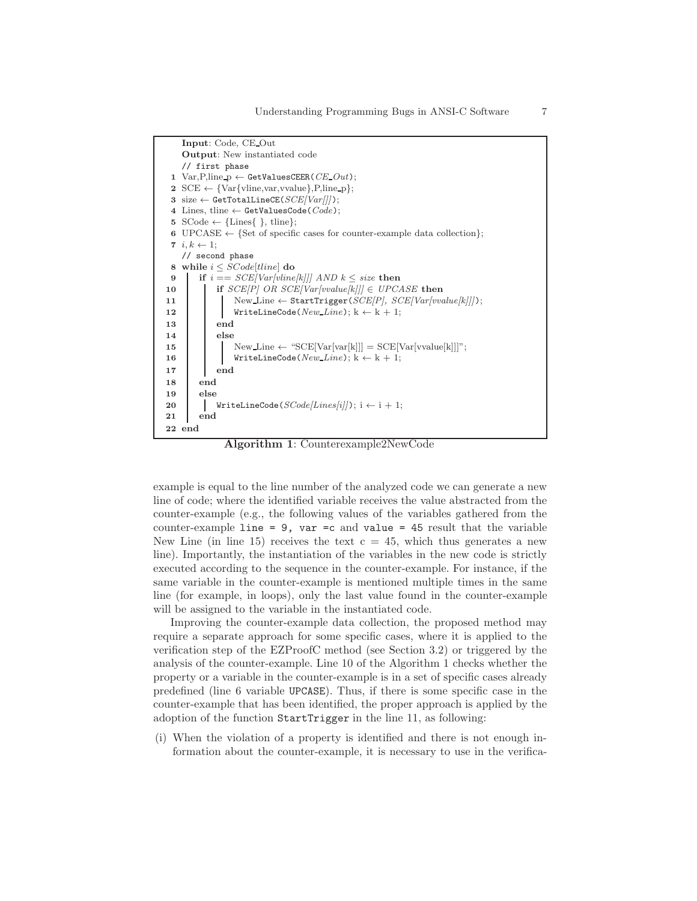```
   Input: Code, CE_Out
   Output: New instantiated code
   // first phase
 1 Var,P,line_p ← GetValuesCEER(CE_Out);
 2 SCE ← {Var{vline,var,vvalue},P,line_p};
 3 size ← GetTotalLineCE(SCE[Var[]]);
 4 Lines, tline ← GetValuesCode(Code);
 5 SCode ← {Lines{ }, tline};
 6 UPCASE ← {Set of specific cases for counter-example data collection};
 7 i, k ← 1;
   // second phase
 8 while i ≤ SCode[tline] do
 9 |  if i == SCE[Var[vline[k]]] AND k ≤ size then
10 |  |  if SCE[P] OR SCE[Var[vvalue[k]]] ∈ UPCASE then
11 |  |  |  New_Line ← StartTrigger(SCE[P], SCE[Var[vvalue[k]]]);
12 |  |  |  WriteLineCode(New_Line); k ← k + 1;
13 |  |  end
14 |  |  else
15 |  |  |  New_Line ← "SCE[Var[var[k]]] = SCE[Var[vvalue[k]]]";
16 |  |  |  WriteLineCode(New_Line); k ← k + 1;
17 |  |  end
18 |  end
19 |  else
20 |  |  WriteLineCode(SCode[Lines[i]]); i ← i + 1;
21 |  end
22 end
```

**Algorithm 1**: Counterexample2NewCode

example is equal to the line number of the analyzed code we can generate a new line of code; where the identified variable receives the value abstracted from the counter-example (e.g., the following values of the variables gathered from the counter-example `line = 9, var =c` and `value = 45` result that the variable New Line (in line 15) receives the text c = 45, which thus generates a new line). Importantly, the instantiation of the variables in the new code is strictly executed according to the sequence in the counter-example. For instance, if the same variable in the counter-example is mentioned multiple times in the same line (for example, in loops), only the last value found in the counter-example will be assigned to the variable in the instantiated code.

Improving the counter-example data collection, the proposed method may require a separate approach for some specific cases, where it is applied to the verification step of the EZProofC method (see Section 3.2) or triggered by the analysis of the counter-example. Line 10 of the Algorithm 1 checks whether the property or a variable in the counter-example is in a set of specific cases already predefined (line 6 variable `UPCASE`). Thus, if there is some specific case in the counter-example that has been identified, the proper approach is applied by the adoption of the function `StartTrigger` in the line 11, as following:

(i) When the violation of a property is identified and there is not enough information about the counter-example, it is necessary to use in the verifica-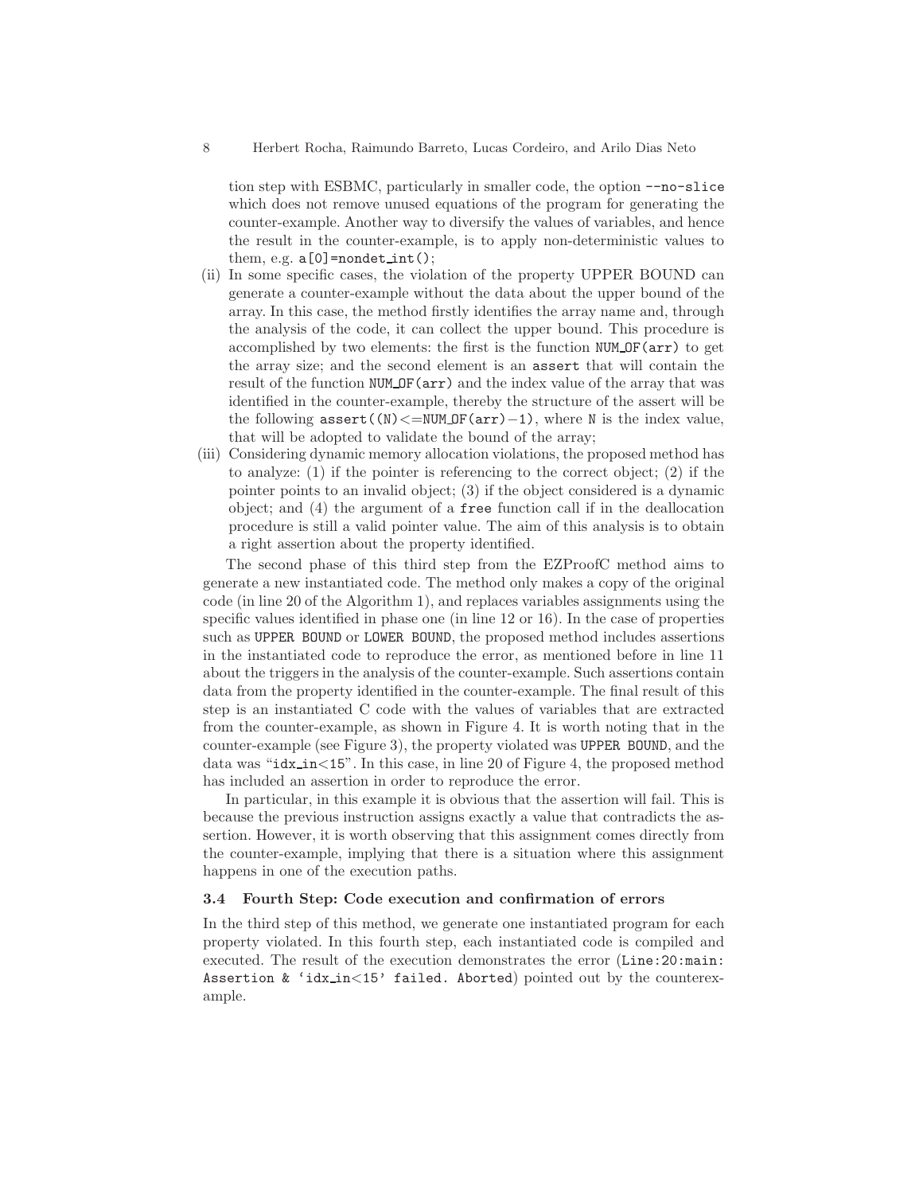tion step with ESBMC, particularly in smaller code, the option `--no-slice` which does not remove unused equations of the program for generating the counter-example. Another way to diversify the values of variables, and hence the result in the counter-example, is to apply non-deterministic values to them, e.g. `a[0]=nondet_int();`

(ii) In some specific cases, the violation of the property UPPER BOUND can generate a counter-example without the data about the upper bound of the array. In this case, the method firstly identifies the array name and, through the analysis of the code, it can collect the upper bound. This procedure is accomplished by two elements: the first is the function `NUM_OF(arr)` to get the array size; and the second element is an `assert` that will contain the result of the function `NUM_OF(arr)` and the index value of the array that was identified in the counter-example, thereby the structure of the assert will be the following `assert((N)<=NUM_OF(arr)−1)`, where `N` is the index value, that will be adopted to validate the bound of the array;

(iii) Considering dynamic memory allocation violations, the proposed method has to analyze: (1) if the pointer is referencing to the correct object; (2) if the pointer points to an invalid object; (3) if the object considered is a dynamic object; and (4) the argument of a `free` function call if in the deallocation procedure is still a valid pointer value. The aim of this analysis is to obtain a right assertion about the property identified.

The second phase of this third step from the EZProofC method aims to generate a new instantiated code. The method only makes a copy of the original code (in line 20 of the Algorithm 1), and replaces variables assignments using the specific values identified in phase one (in line 12 or 16). In the case of properties such as `UPPER BOUND` or `LOWER BOUND`, the proposed method includes assertions in the instantiated code to reproduce the error, as mentioned before in line 11 about the triggers in the analysis of the counter-example. Such assertions contain data from the property identified in the counter-example. The final result of this step is an instantiated C code with the values of variables that are extracted from the counter-example, as shown in Figure 4. It is worth noting that in the counter-example (see Figure 3), the property violated was `UPPER BOUND`, and the data was "`idx_in<15`". In this case, in line 20 of Figure 4, the proposed method has included an assertion in order to reproduce the error.

In particular, in this example it is obvious that the assertion will fail. This is because the previous instruction assigns exactly a value that contradicts the assertion. However, it is worth observing that this assignment comes directly from the counter-example, implying that there is a situation where this assignment happens in one of the execution paths.

### 3.4 Fourth Step: Code execution and confirmation of errors

In the third step of this method, we generate one instantiated program for each property violated. In this fourth step, each instantiated code is compiled and executed. The result of the execution demonstrates the error (`Line:20:main: Assertion & 'idx_in<15' failed. Aborted`) pointed out by the counterexample.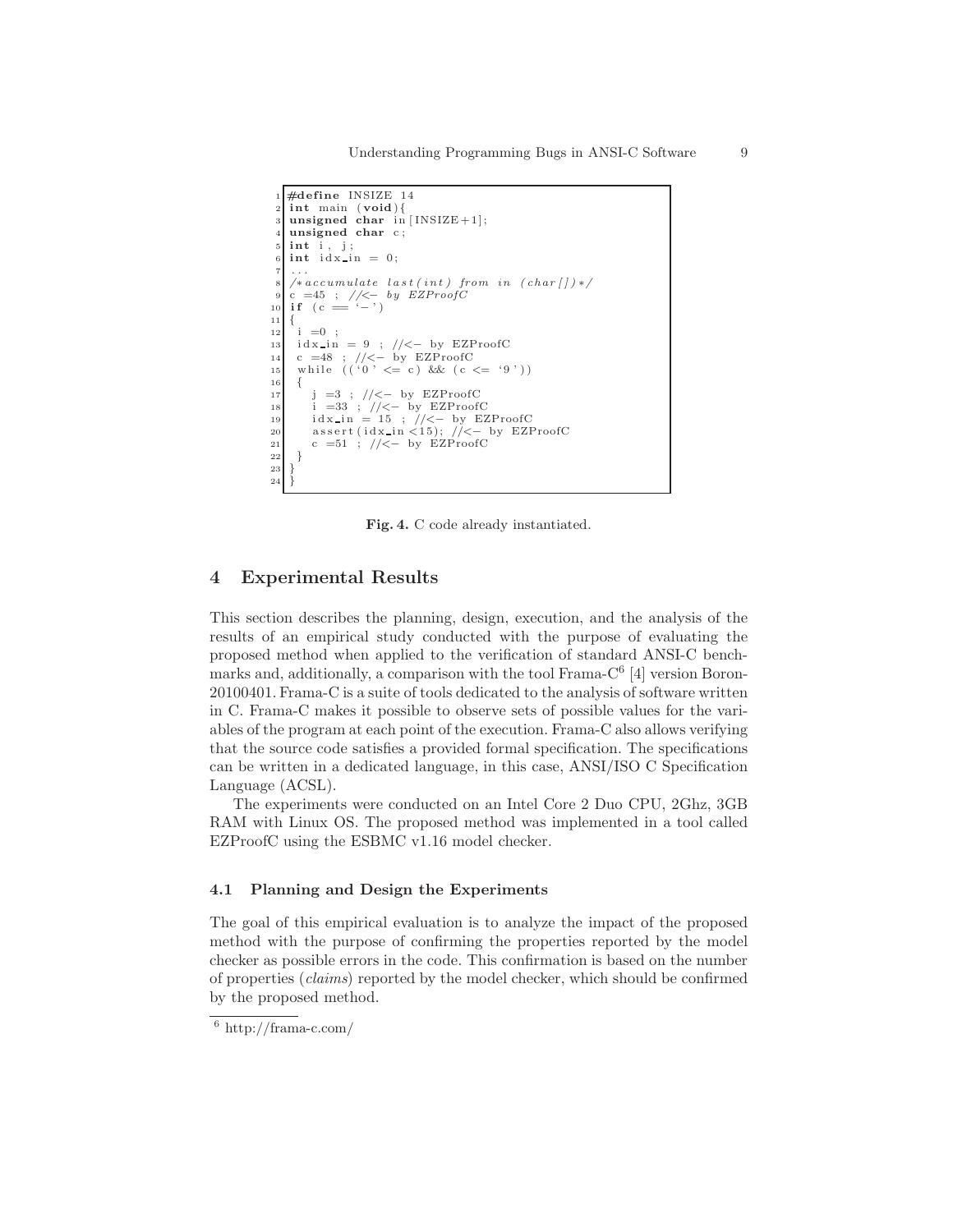```c
#define INSIZE 14
int main (void){
unsigned char in[INSIZE+1];
unsigned char c;
int i, j;
int idx_in = 0;
...
/*accumulate last(int) from in (char[])*/
c =45 ; //<- by EZProofC
if (c == '-')
{
 i =0 ;
 idx_in = 9 ; //<- by EZProofC
 c =48 ; //<- by EZProofC
 while (('0' <= c) && (c <= '9'))
 {
    j =3 ; //<- by EZProofC
    i =33 ; //<- by EZProofC
    idx_in = 15 ; //<- by EZProofC
    assert(idx_in <15); //<- by EZProofC
    c =51 ; //<- by EZProofC
 }
}
}
```

**Fig. 4.** C code already instantiated.

## 4 Experimental Results

This section describes the planning, design, execution, and the analysis of the results of an empirical study conducted with the purpose of evaluating the proposed method when applied to the verification of standard ANSI-C benchmarks and, additionally, a comparison with the tool Frama-C[6] [4] version Boron-20100401. Frama-C is a suite of tools dedicated to the analysis of software written in C. Frama-C makes it possible to observe sets of possible values for the variables of the program at each point of the execution. Frama-C also allows verifying that the source code satisfies a provided formal specification. The specifications can be written in a dedicated language, in this case, ANSI/ISO C Specification Language (ACSL).

The experiments were conducted on an Intel Core 2 Duo CPU, 2Ghz, 3GB RAM with Linux OS. The proposed method was implemented in a tool called EZProofC using the ESBMC v1.16 model checker.

### 4.1 Planning and Design the Experiments

The goal of this empirical evaluation is to analyze the impact of the proposed method with the purpose of confirming the properties reported by the model checker as possible errors in the code. This confirmation is based on the number of properties (*claims*) reported by the model checker, which should be confirmed by the proposed method.

[6] http://frama-c.com/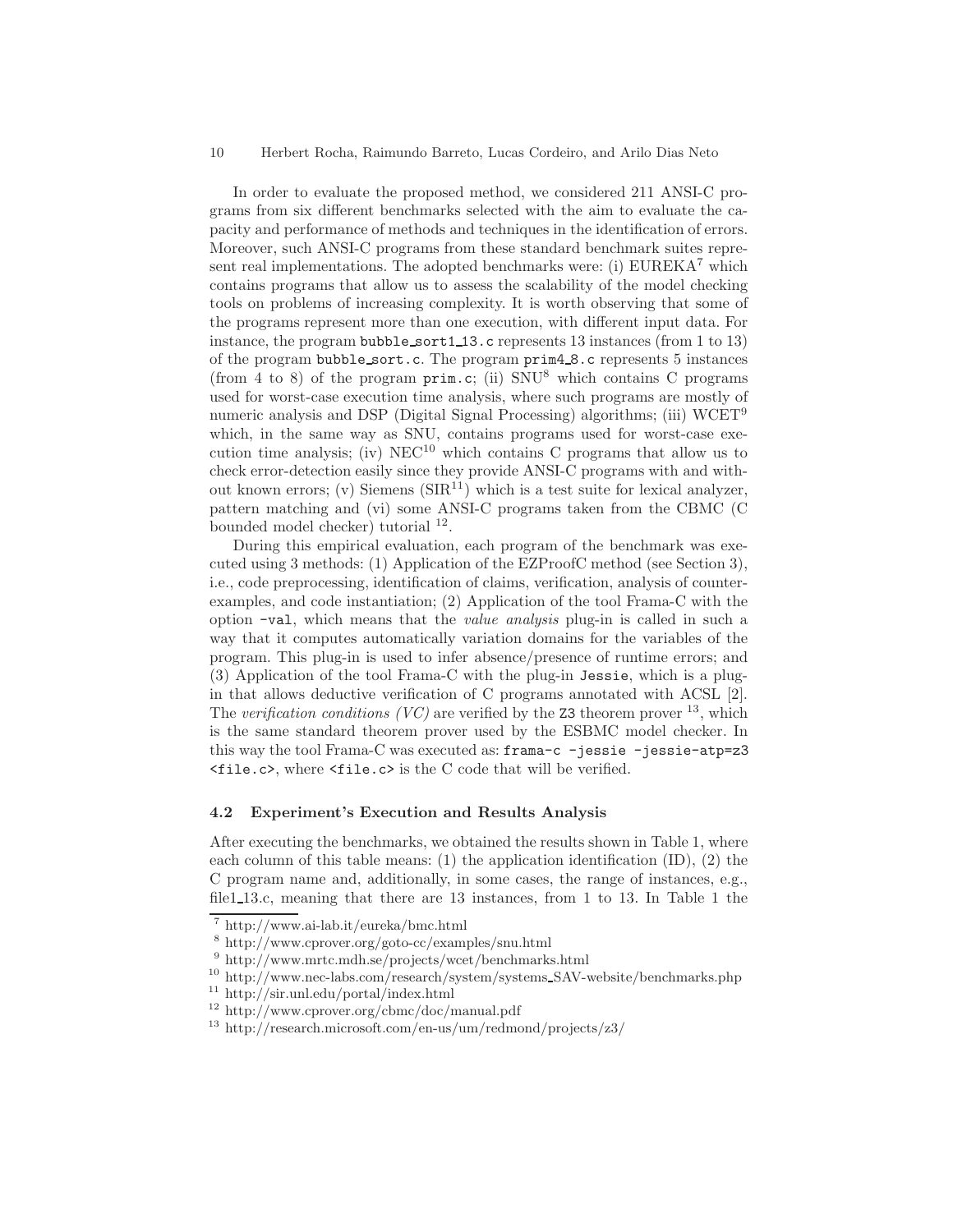In order to evaluate the proposed method, we considered 211 ANSI-C programs from six different benchmarks selected with the aim to evaluate the capacity and performance of methods and techniques in the identification of errors. Moreover, such ANSI-C programs from these standard benchmark suites represent real implementations. The adopted benchmarks were: (i) EUREKA[7] which contains programs that allow us to assess the scalability of the model checking tools on problems of increasing complexity. It is worth observing that some of the programs represent more than one execution, with different input data. For instance, the program `bubble_sort1_13.c` represents 13 instances (from 1 to 13) of the program `bubble_sort.c`. The program `prim4_8.c` represents 5 instances (from 4 to 8) of the program `prim.c`; (ii) SNU[8] which contains C programs used for worst-case execution time analysis, where such programs are mostly of numeric analysis and DSP (Digital Signal Processing) algorithms; (iii) WCET[9] which, in the same way as SNU, contains programs used for worst-case execution time analysis; (iv) NEC[10] which contains C programs that allow us to check error-detection easily since they provide ANSI-C programs with and without known errors; (v) Siemens (SIR[11]) which is a test suite for lexical analyzer, pattern matching and (vi) some ANSI-C programs taken from the CBMC (C bounded model checker) tutorial [12].

During this empirical evaluation, each program of the benchmark was executed using 3 methods: (1) Application of the EZProofC method (see Section 3), i.e., code preprocessing, identification of claims, verification, analysis of counter-examples, and code instantiation; (2) Application of the tool Frama-C with the option `-val`, which means that the *value analysis* plug-in is called in such a way that it computes automatically variation domains for the variables of the program. This plug-in is used to infer absence/presence of runtime errors; and (3) Application of the tool Frama-C with the plug-in `Jessie`, which is a plug-in that allows deductive verification of C programs annotated with ACSL [2]. The *verification conditions (VC)* are verified by the `Z3` theorem prover [13], which is the same standard theorem prover used by the ESBMC model checker. In this way the tool Frama-C was executed as: `frama-c -jessie -jessie-atp=z3 <file.c>`, where `<file.c>` is the C code that will be verified.

### 4.2 Experiment's Execution and Results Analysis

After executing the benchmarks, we obtained the results shown in Table 1, where each column of this table means: (1) the application identification (ID), (2) the C program name and, additionally, in some cases, the range of instances, e.g., file1_13.c, meaning that there are 13 instances, from 1 to 13. In Table 1 the

---

[7] http://www.ai-lab.it/eureka/bmc.html

[8] http://www.cprover.org/goto-cc/examples/snu.html

[9] http://www.mrtc.mdh.se/projects/wcet/benchmarks.html

[10] http://www.nec-labs.com/research/system/systems_SAV-website/benchmarks.php

[11] http://sir.unl.edu/portal/index.html

[12] http://www.cprover.org/cbmc/doc/manual.pdf

[13] http://research.microsoft.com/en-us/um/redmond/projects/z3/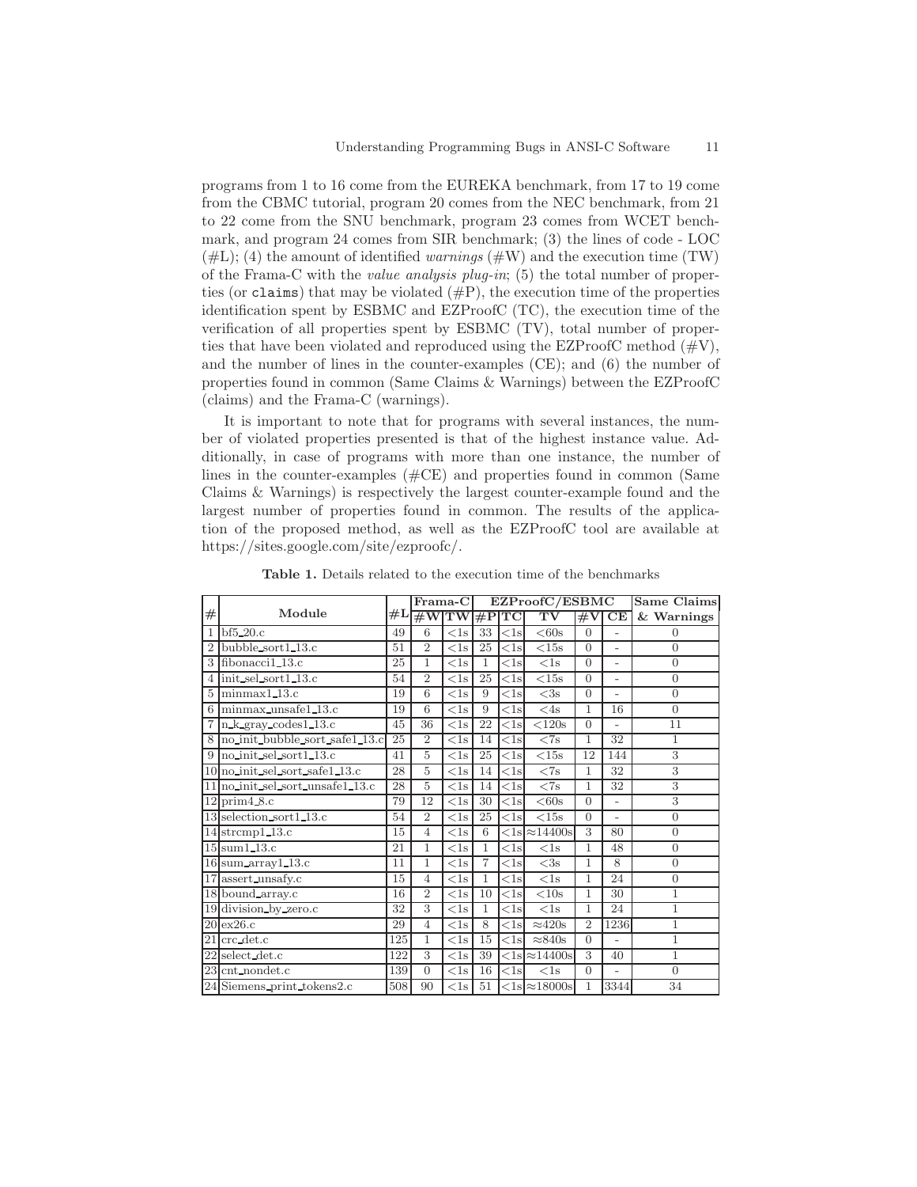programs from 1 to 16 come from the EUREKA benchmark, from 17 to 19 come from the CBMC tutorial, program 20 comes from the NEC benchmark, from 21 to 22 come from the SNU benchmark, program 23 comes from WCET benchmark, and program 24 comes from SIR benchmark; (3) the lines of code - LOC (#L); (4) the amount of identified *warnings* (#W) and the execution time (TW) of the Frama-C with the *value analysis plug-in*; (5) the total number of properties (or `claims`) that may be violated (#P), the execution time of the properties identification spent by ESBMC and EZProofC (TC), the execution time of the verification of all properties spent by ESBMC (TV), total number of properties that have been violated and reproduced using the EZProofC method (#V), and the number of lines in the counter-examples (CE); and (6) the number of properties found in common (Same Claims & Warnings) between the EZProofC (claims) and the Frama-C (warnings).

It is important to note that for programs with several instances, the number of violated properties presented is that of the highest instance value. Additionally, in case of programs with more than one instance, the number of lines in the counter-examples (#CE) and properties found in common (Same Claims & Warnings) is respectively the largest counter-example found and the largest number of properties found in common. The results of the application of the proposed method, as well as the EZProofC tool are available at https://sites.google.com/site/ezproofc/.

**Table 1.** Details related to the execution time of the benchmarks

| # | Module | #L | Frama-C | | EZProofC/ESBMC | | | | | Same Claims |
|---|---|---|---|---|---|---|---|---|---|---|
| | | | #W | TW | #P | TC | TV | #V | CE | & Warnings |
| 1 | bf5_20.c | 49 | 6 | <1s | 33 | <1s | <60s | 0 | - | 0 |
| 2 | bubble_sort1_13.c | 51 | 2 | <1s | 25 | <1s | <15s | 0 | - | 0 |
| 3 | fibonacci1_13.c | 25 | 1 | <1s | 1 | <1s | <1s | 0 | - | 0 |
| 4 | init_sel_sort1_13.c | 54 | 2 | <1s | 25 | <1s | <15s | 0 | - | 0 |
| 5 | minmax1_13.c | 19 | 6 | <1s | 9 | <1s | <3s | 0 | - | 0 |
| 6 | minmax_unsafe1_13.c | 19 | 6 | <1s | 9 | <1s | <4s | 1 | 16 | 0 |
| 7 | n_k_gray_codes1_13.c | 45 | 36 | <1s | 22 | <1s | <120s | 0 | - | 11 |
| 8 | no_init_bubble_sort_safe1_13.c | 25 | 2 | <1s | 14 | <1s | <7s | 1 | 32 | 1 |
| 9 | no_init_sel_sort1_13.c | 41 | 5 | <1s | 25 | <1s | <15s | 12 | 144 | 3 |
| 10 | no_init_sel_sort_safe1_13.c | 28 | 5 | <1s | 14 | <1s | <7s | 1 | 32 | 3 |
| 11 | no_init_sel_sort_unsafe1_13.c | 28 | 5 | <1s | 14 | <1s | <7s | 1 | 32 | 3 |
| 12 | prim4_8.c | 79 | 12 | <1s | 30 | <1s | <60s | 0 | - | 3 |
| 13 | selection_sort1_13.c | 54 | 2 | <1s | 25 | <1s | <15s | 0 | - | 0 |
| 14 | strcmp1_13.c | 15 | 4 | <1s | 6 | <1s | ≈14400s | 3 | 80 | 0 |
| 15 | sum1_13.c | 21 | 1 | <1s | 1 | <1s | <1s | 1 | 48 | 0 |
| 16 | sum_array1_13.c | 11 | 1 | <1s | 7 | <1s | <3s | 1 | 8 | 0 |
| 17 | assert_unsafy.c | 15 | 4 | <1s | 1 | <1s | <1s | 1 | 24 | 0 |
| 18 | bound_array.c | 16 | 2 | <1s | 10 | <1s | <10s | 1 | 30 | 1 |
| 19 | division_by_zero.c | 32 | 3 | <1s | 1 | <1s | <1s | 1 | 24 | 1 |
| 20 | ex26.c | 29 | 4 | <1s | 8 | <1s | ≈420s | 2 | 1236 | 1 |
| 21 | crc_det.c | 125 | 1 | <1s | 15 | <1s | ≈840s | 0 | - | 1 |
| 22 | select_det.c | 122 | 3 | <1s | 39 | <1s | ≈14400s | 3 | 40 | 1 |
| 23 | cnt_nondet.c | 139 | 0 | <1s | 16 | <1s | <1s | 0 | - | 0 |
| 24 | Siemens_print_tokens2.c | 508 | 90 | <1s | 51 | <1s | ≈18000s | 1 | 3344 | 34 |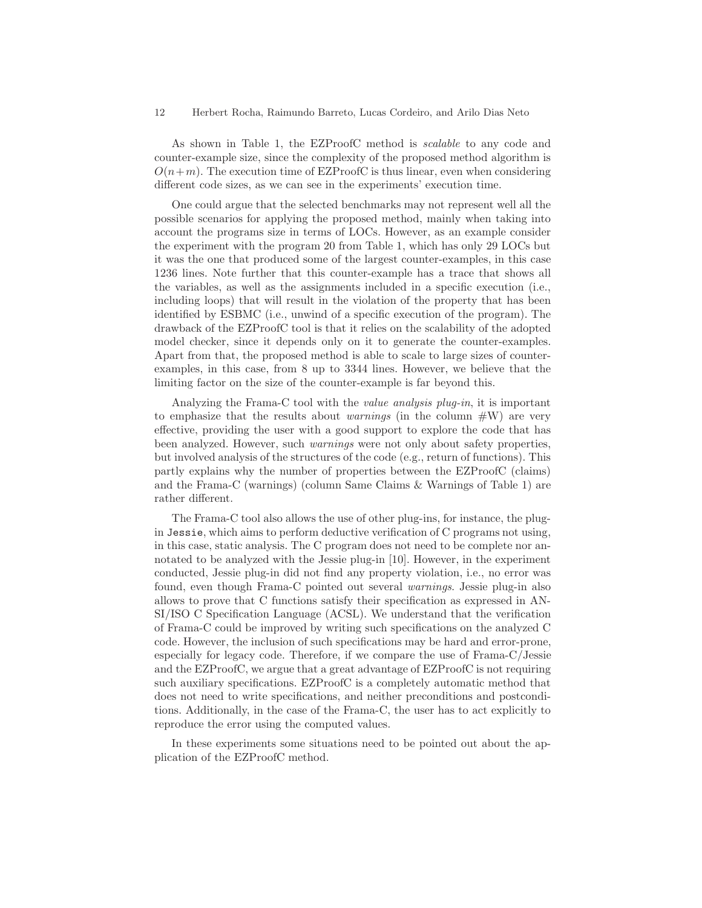As shown in Table 1, the EZProofC method is *scalable* to any code and counter-example size, since the complexity of the proposed method algorithm is $O(n+m)$. The execution time of EZProofC is thus linear, even when considering different code sizes, as we can see in the experiments' execution time.

One could argue that the selected benchmarks may not represent well all the possible scenarios for applying the proposed method, mainly when taking into account the programs size in terms of LOCs. However, as an example consider the experiment with the program 20 from Table 1, which has only 29 LOCs but it was the one that produced some of the largest counter-examples, in this case 1236 lines. Note further that this counter-example has a trace that shows all the variables, as well as the assignments included in a specific execution (i.e., including loops) that will result in the violation of the property that has been identified by ESBMC (i.e., unwind of a specific execution of the program). The drawback of the EZProofC tool is that it relies on the scalability of the adopted model checker, since it depends only on it to generate the counter-examples. Apart from that, the proposed method is able to scale to large sizes of counter-examples, in this case, from 8 up to 3344 lines. However, we believe that the limiting factor on the size of the counter-example is far beyond this.

Analyzing the Frama-C tool with the *value analysis plug-in*, it is important to emphasize that the results about *warnings* (in the column #W) are very effective, providing the user with a good support to explore the code that has been analyzed. However, such *warnings* were not only about safety properties, but involved analysis of the structures of the code (e.g., return of functions). This partly explains why the number of properties between the EZProofC (claims) and the Frama-C (warnings) (column Same Claims & Warnings of Table 1) are rather different.

The Frama-C tool also allows the use of other plug-ins, for instance, the plug-in `Jessie`, which aims to perform deductive verification of C programs not using, in this case, static analysis. The C program does not need to be complete nor annotated to be analyzed with the Jessie plug-in [10]. However, in the experiment conducted, Jessie plug-in did not find any property violation, i.e., no error was found, even though Frama-C pointed out several *warnings*. Jessie plug-in also allows to prove that C functions satisfy their specification as expressed in ANSI/ISO C Specification Language (ACSL). We understand that the verification of Frama-C could be improved by writing such specifications on the analyzed C code. However, the inclusion of such specifications may be hard and error-prone, especially for legacy code. Therefore, if we compare the use of Frama-C/Jessie and the EZProofC, we argue that a great advantage of EZProofC is not requiring such auxiliary specifications. EZProofC is a completely automatic method that does not need to write specifications, and neither preconditions and postconditions. Additionally, in the case of the Frama-C, the user has to act explicitly to reproduce the error using the computed values.

In these experiments some situations need to be pointed out about the application of the EZProofC method.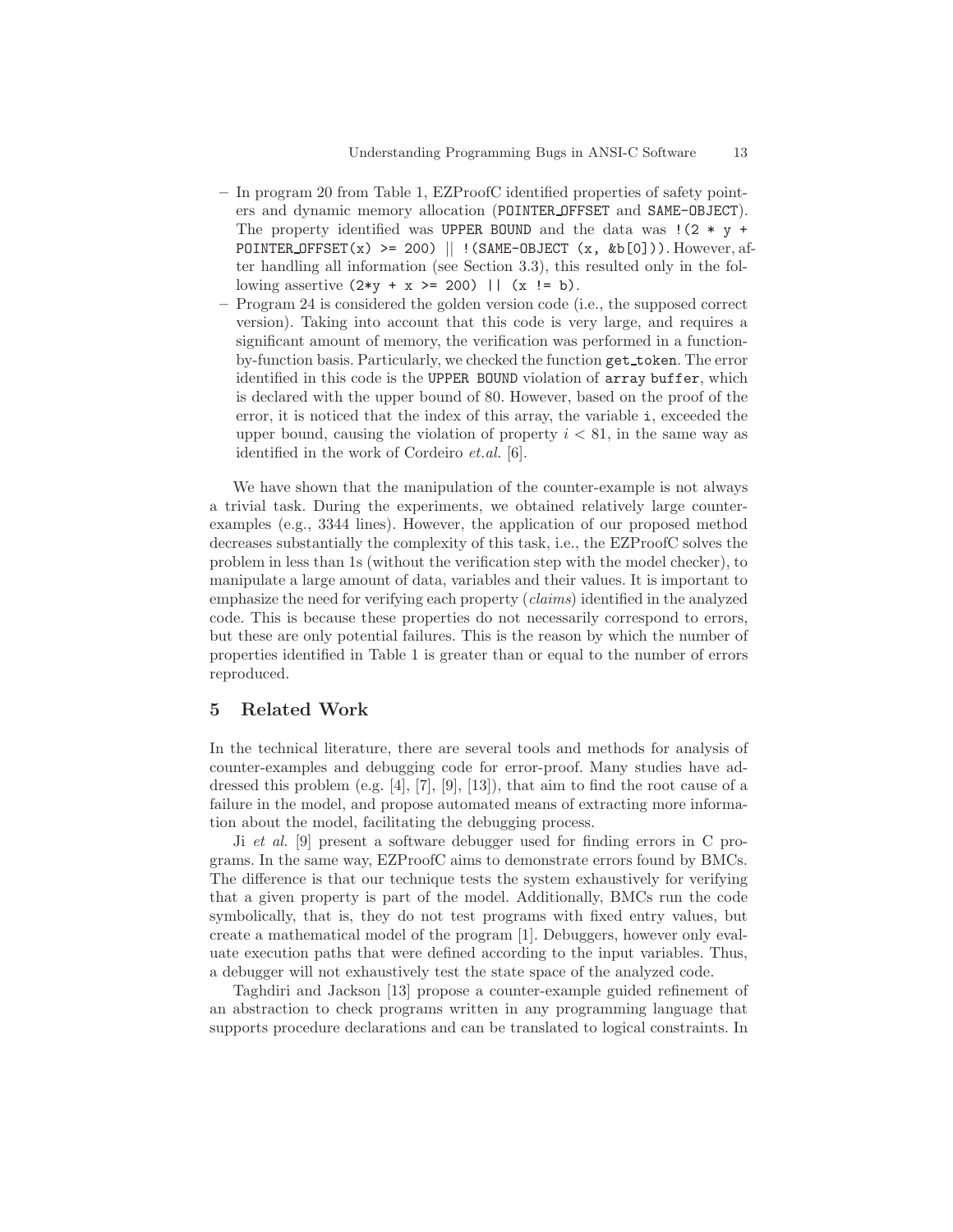– In program 20 from Table 1, EZProofC identified properties of safety pointers and dynamic memory allocation (POINTER_OFFSET and SAME-OBJECT). The property identified was UPPER BOUND and the data was `!(2 * y + POINTER_OFFSET(x) >= 200) || !(SAME-OBJECT (x, &b[0]))`. However, after handling all information (see Section 3.3), this resulted only in the following assertive `(2*y + x >= 200) || (x != b)`.

– Program 24 is considered the golden version code (i.e., the supposed correct version). Taking into account that this code is very large, and requires a significant amount of memory, the verification was performed in a function-by-function basis. Particularly, we checked the function get_token. The error identified in this code is the UPPER BOUND violation of array buffer, which is declared with the upper bound of 80. However, based on the proof of the error, it is noticed that the index of this array, the variable i, exceeded the upper bound, causing the violation of property $i < 81$, in the same way as identified in the work of Cordeiro *et.al.* [6].

We have shown that the manipulation of the counter-example is not always a trivial task. During the experiments, we obtained relatively large counter-examples (e.g., 3344 lines). However, the application of our proposed method decreases substantially the complexity of this task, i.e., the EZProofC solves the problem in less than 1s (without the verification step with the model checker), to manipulate a large amount of data, variables and their values. It is important to emphasize the need for verifying each property (*claims*) identified in the analyzed code. This is because these properties do not necessarily correspond to errors, but these are only potential failures. This is the reason by which the number of properties identified in Table 1 is greater than or equal to the number of errors reproduced.

## 5 Related Work

In the technical literature, there are several tools and methods for analysis of counter-examples and debugging code for error-proof. Many studies have addressed this problem (e.g. [4], [7], [9], [13]), that aim to find the root cause of a failure in the model, and propose automated means of extracting more information about the model, facilitating the debugging process.

Ji *et al.* [9] present a software debugger used for finding errors in C programs. In the same way, EZProofC aims to demonstrate errors found by BMCs. The difference is that our technique tests the system exhaustively for verifying that a given property is part of the model. Additionally, BMCs run the code symbolically, that is, they do not test programs with fixed entry values, but create a mathematical model of the program [1]. Debuggers, however only evaluate execution paths that were defined according to the input variables. Thus, a debugger will not exhaustively test the state space of the analyzed code.

Taghdiri and Jackson [13] propose a counter-example guided refinement of an abstraction to check programs written in any programming language that supports procedure declarations and can be translated to logical constraints. In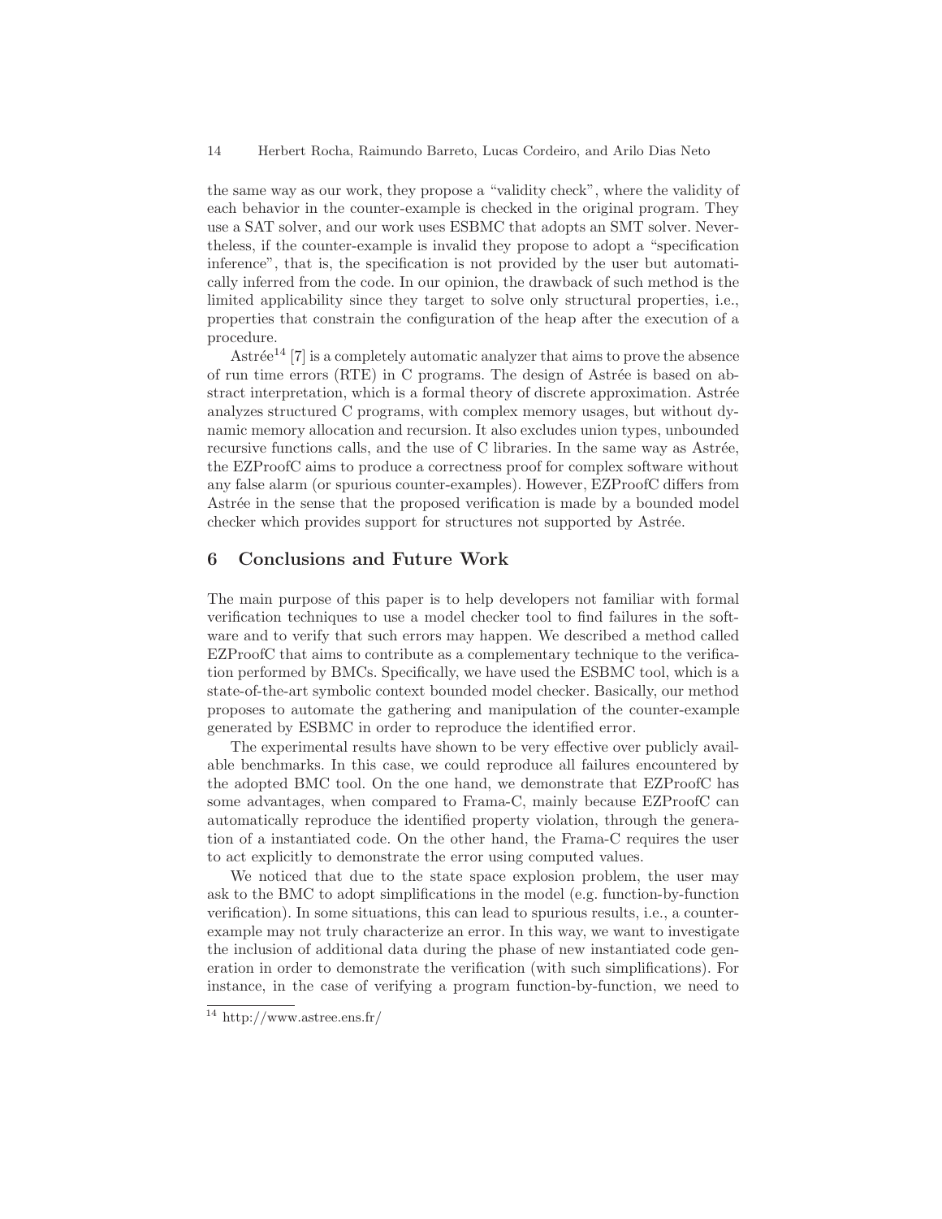the same way as our work, they propose a "validity check", where the validity of each behavior in the counter-example is checked in the original program. They use a SAT solver, and our work uses ESBMC that adopts an SMT solver. Nevertheless, if the counter-example is invalid they propose to adopt a "specification inference", that is, the specification is not provided by the user but automatically inferred from the code. In our opinion, the drawback of such method is the limited applicability since they target to solve only structural properties, i.e., properties that constrain the configuration of the heap after the execution of a procedure.

Astrée[14] [7] is a completely automatic analyzer that aims to prove the absence of run time errors (RTE) in C programs. The design of Astrée is based on abstract interpretation, which is a formal theory of discrete approximation. Astrée analyzes structured C programs, with complex memory usages, but without dynamic memory allocation and recursion. It also excludes union types, unbounded recursive functions calls, and the use of C libraries. In the same way as Astrée, the EZProofC aims to produce a correctness proof for complex software without any false alarm (or spurious counter-examples). However, EZProofC differs from Astrée in the sense that the proposed verification is made by a bounded model checker which provides support for structures not supported by Astrée.

## 6 Conclusions and Future Work

The main purpose of this paper is to help developers not familiar with formal verification techniques to use a model checker tool to find failures in the software and to verify that such errors may happen. We described a method called EZProofC that aims to contribute as a complementary technique to the verification performed by BMCs. Specifically, we have used the ESBMC tool, which is a state-of-the-art symbolic context bounded model checker. Basically, our method proposes to automate the gathering and manipulation of the counter-example generated by ESBMC in order to reproduce the identified error.

The experimental results have shown to be very effective over publicly available benchmarks. In this case, we could reproduce all failures encountered by the adopted BMC tool. On the one hand, we demonstrate that EZProofC has some advantages, when compared to Frama-C, mainly because EZProofC can automatically reproduce the identified property violation, through the generation of a instantiated code. On the other hand, the Frama-C requires the user to act explicitly to demonstrate the error using computed values.

We noticed that due to the state space explosion problem, the user may ask to the BMC to adopt simplifications in the model (e.g. function-by-function verification). In some situations, this can lead to spurious results, i.e., a counter-example may not truly characterize an error. In this way, we want to investigate the inclusion of additional data during the phase of new instantiated code generation in order to demonstrate the verification (with such simplifications). For instance, in the case of verifying a program function-by-function, we need to

[14] http://www.astree.ens.fr/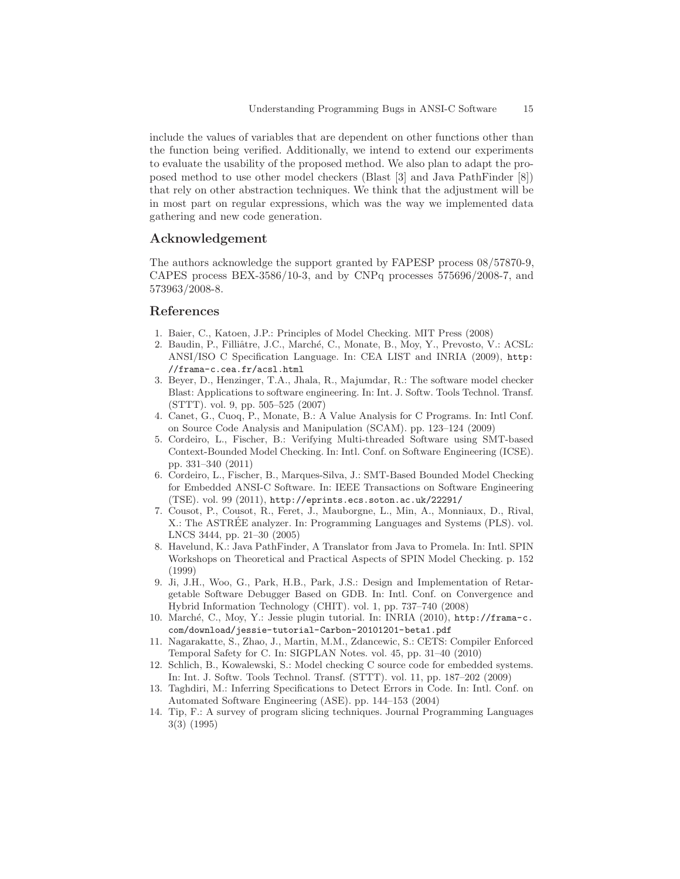include the values of variables that are dependent on other functions other than the function being verified. Additionally, we intend to extend our experiments to evaluate the usability of the proposed method. We also plan to adapt the proposed method to use other model checkers (Blast [3] and Java PathFinder [8]) that rely on other abstraction techniques. We think that the adjustment will be in most part on regular expressions, which was the way we implemented data gathering and new code generation.

## Acknowledgement

The authors acknowledge the support granted by FAPESP process 08/57870-9, CAPES process BEX-3586/10-3, and by CNPq processes 575696/2008-7, and 573963/2008-8.

## References

1. Baier, C., Katoen, J.P.: Principles of Model Checking. MIT Press (2008)
2. Baudin, P., Filliâtre, J.C., Marché, C., Monate, B., Moy, Y., Prevosto, V.: ACSL: ANSI/ISO C Specification Language. In: CEA LIST and INRIA (2009), http://frama-c.cea.fr/acsl.html
3. Beyer, D., Henzinger, T.A., Jhala, R., Majumdar, R.: The software model checker Blast: Applications to software engineering. In: Int. J. Softw. Tools Technol. Transf. (STTT). vol. 9, pp. 505–525 (2007)
4. Canet, G., Cuoq, P., Monate, B.: A Value Analysis for C Programs. In: Intl Conf. on Source Code Analysis and Manipulation (SCAM). pp. 123–124 (2009)
5. Cordeiro, L., Fischer, B.: Verifying Multi-threaded Software using SMT-based Context-Bounded Model Checking. In: Intl. Conf. on Software Engineering (ICSE). pp. 331–340 (2011)
6. Cordeiro, L., Fischer, B., Marques-Silva, J.: SMT-Based Bounded Model Checking for Embedded ANSI-C Software. In: IEEE Transactions on Software Engineering (TSE). vol. 99 (2011), http://eprints.ecs.soton.ac.uk/22291/
7. Cousot, P., Cousot, R., Feret, J., Mauborgne, L., Min, A., Monniaux, D., Rival, X.: The ASTRÉE analyzer. In: Programming Languages and Systems (PLS). vol. LNCS 3444, pp. 21–30 (2005)
8. Havelund, K.: Java PathFinder, A Translator from Java to Promela. In: Intl. SPIN Workshops on Theoretical and Practical Aspects of SPIN Model Checking. p. 152 (1999)
9. Ji, J.H., Woo, G., Park, H.B., Park, J.S.: Design and Implementation of Retargetable Software Debugger Based on GDB. In: Intl. Conf. on Convergence and Hybrid Information Technology (CHIT). vol. 1, pp. 737–740 (2008)
10. Marché, C., Moy, Y.: Jessie plugin tutorial. In: INRIA (2010), http://frama-c.com/download/jessie-tutorial-Carbon-20101201-beta1.pdf
11. Nagarakatte, S., Zhao, J., Martin, M.M., Zdancewic, S.: CETS: Compiler Enforced Temporal Safety for C. In: SIGPLAN Notes. vol. 45, pp. 31–40 (2010)
12. Schlich, B., Kowalewski, S.: Model checking C source code for embedded systems. In: Int. J. Softw. Tools Technol. Transf. (STTT). vol. 11, pp. 187–202 (2009)
13. Taghdiri, M.: Inferring Specifications to Detect Errors in Code. In: Intl. Conf. on Automated Software Engineering (ASE). pp. 144–153 (2004)
14. Tip, F.: A survey of program slicing techniques. Journal Programming Languages 3(3) (1995)